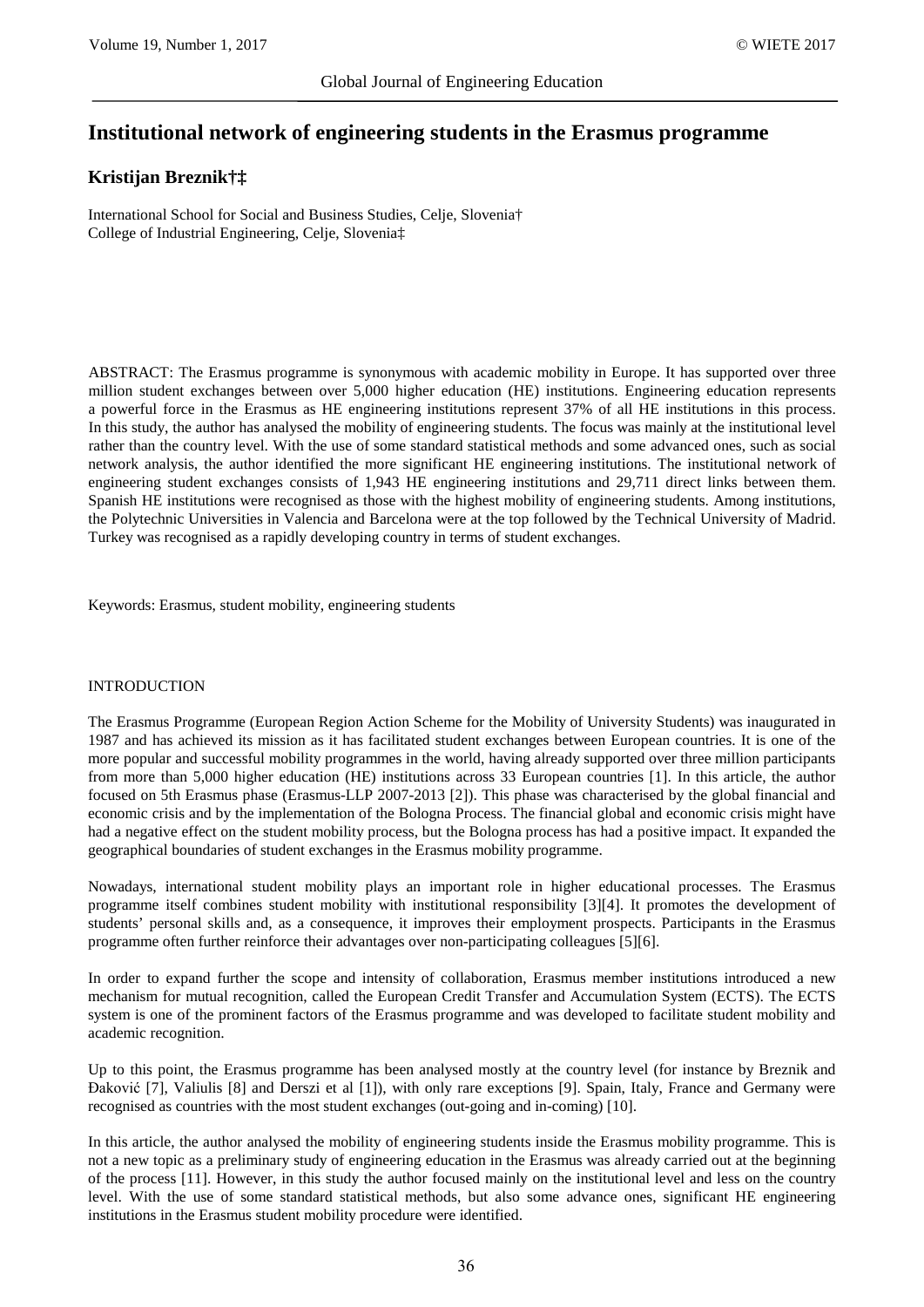Global Journal of Engineering Education

# Institutional network of engineering students in the Erasmus programme

**Kristijan Breznik†‡**

International School for Social and Business Studies, Celje, Slovenia†
College of Industrial Engineering, Celje, Slovenia‡

ABSTRACT: The Erasmus programme is synonymous with academic mobility in Europe. It has supported over three million student exchanges between over 5,000 higher education (HE) institutions. Engineering education represents a powerful force in the Erasmus as HE engineering institutions represent 37% of all HE institutions in this process. In this study, the author has analysed the mobility of engineering students. The focus was mainly at the institutional level rather than the country level. With the use of some standard statistical methods and some advanced ones, such as social network analysis, the author identified the more significant HE engineering institutions. The institutional network of engineering student exchanges consists of 1,943 HE engineering institutions and 29,711 direct links between them. Spanish HE institutions were recognised as those with the highest mobility of engineering students. Among institutions, the Polytechnic Universities in Valencia and Barcelona were at the top followed by the Technical University of Madrid. Turkey was recognised as a rapidly developing country in terms of student exchanges.

Keywords: Erasmus, student mobility, engineering students

## INTRODUCTION

The Erasmus Programme (European Region Action Scheme for the Mobility of University Students) was inaugurated in 1987 and has achieved its mission as it has facilitated student exchanges between European countries. It is one of the more popular and successful mobility programmes in the world, having already supported over three million participants from more than 5,000 higher education (HE) institutions across 33 European countries [1]. In this article, the author focused on 5th Erasmus phase (Erasmus-LLP 2007-2013 [2]). This phase was characterised by the global financial and economic crisis and by the implementation of the Bologna Process. The financial global and economic crisis might have had a negative effect on the student mobility process, but the Bologna process has had a positive impact. It expanded the geographical boundaries of student exchanges in the Erasmus mobility programme.

Nowadays, international student mobility plays an important role in higher educational processes. The Erasmus programme itself combines student mobility with institutional responsibility [3][4]. It promotes the development of students' personal skills and, as a consequence, it improves their employment prospects. Participants in the Erasmus programme often further reinforce their advantages over non-participating colleagues [5][6].

In order to expand further the scope and intensity of collaboration, Erasmus member institutions introduced a new mechanism for mutual recognition, called the European Credit Transfer and Accumulation System (ECTS). The ECTS system is one of the prominent factors of the Erasmus programme and was developed to facilitate student mobility and academic recognition.

Up to this point, the Erasmus programme has been analysed mostly at the country level (for instance by Breznik and Đaković [7], Valiulis [8] and Derszi et al [1]), with only rare exceptions [9]. Spain, Italy, France and Germany were recognised as countries with the most student exchanges (out-going and in-coming) [10].

In this article, the author analysed the mobility of engineering students inside the Erasmus mobility programme. This is not a new topic as a preliminary study of engineering education in the Erasmus was already carried out at the beginning of the process [11]. However, in this study the author focused mainly on the institutional level and less on the country level. With the use of some standard statistical methods, but also some advance ones, significant HE engineering institutions in the Erasmus student mobility procedure were identified.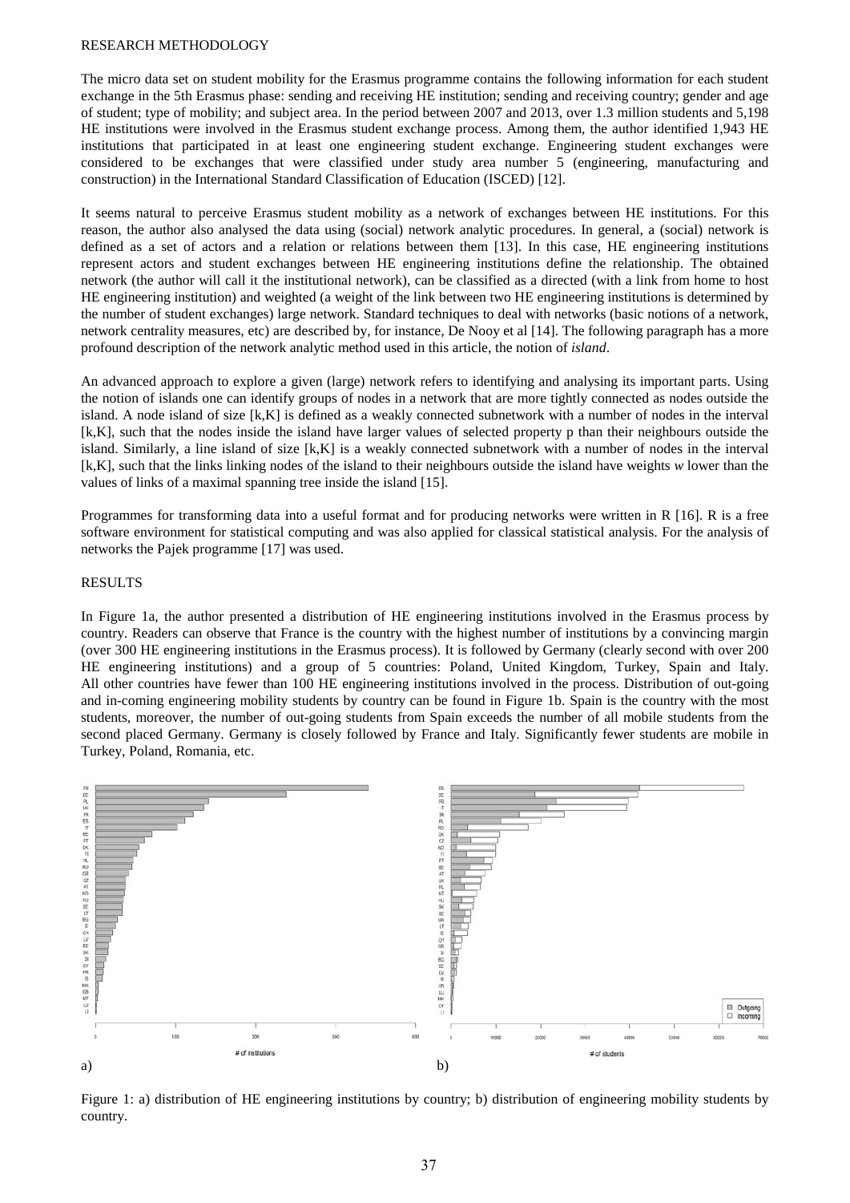RESEARCH METHODOLOGY

The micro data set on student mobility for the Erasmus programme contains the following information for each student exchange in the 5th Erasmus phase: sending and receiving HE institution; sending and receiving country; gender and age of student; type of mobility; and subject area. In the period between 2007 and 2013, over 1.3 million students and 5,198 HE institutions were involved in the Erasmus student exchange process. Among them, the author identified 1,943 HE institutions that participated in at least one engineering student exchange. Engineering student exchanges were considered to be exchanges that were classified under study area number 5 (engineering, manufacturing and construction) in the International Standard Classification of Education (ISCED) [12].

It seems natural to perceive Erasmus student mobility as a network of exchanges between HE institutions. For this reason, the author also analysed the data using (social) network analytic procedures. In general, a (social) network is defined as a set of actors and a relation or relations between them [13]. In this case, HE engineering institutions represent actors and student exchanges between HE engineering institutions define the relationship. The obtained network (the author will call it the institutional network), can be classified as a directed (with a link from home to host HE engineering institution) and weighted (a weight of the link between two HE engineering institutions is determined by the number of student exchanges) large network. Standard techniques to deal with networks (basic notions of a network, network centrality measures, etc) are described by, for instance, De Nooy et al [14]. The following paragraph has a more profound description of the network analytic method used in this article, the notion of *island*.

An advanced approach to explore a given (large) network refers to identifying and analysing its important parts. Using the notion of islands one can identify groups of nodes in a network that are more tightly connected as nodes outside the island. A node island of size [k,K] is defined as a weakly connected subnetwork with a number of nodes in the interval [k,K], such that the nodes inside the island have larger values of selected property p than their neighbours outside the island. Similarly, a line island of size [k,K] is a weakly connected subnetwork with a number of nodes in the interval [k,K], such that the links linking nodes of the island to their neighbours outside the island have weights *w* lower than the values of links of a maximal spanning tree inside the island [15].

Programmes for transforming data into a useful format and for producing networks were written in R [16]. R is a free software environment for statistical computing and was also applied for classical statistical analysis. For the analysis of networks the Pajek programme [17] was used.

RESULTS

In Figure 1a, the author presented a distribution of HE engineering institutions involved in the Erasmus process by country. Readers can observe that France is the country with the highest number of institutions by a convincing margin (over 300 HE engineering institutions in the Erasmus process). It is followed by Germany (clearly second with over 200 HE engineering institutions) and a group of 5 countries: Poland, United Kingdom, Turkey, Spain and Italy. All other countries have fewer than 100 HE engineering institutions involved in the process. Distribution of out-going and in-coming engineering mobility students by country can be found in Figure 1b. Spain is the country with the most students, moreover, the number of out-going students from Spain exceeds the number of all mobile students from the second placed Germany. Germany is closely followed by France and Italy. Significantly fewer students are mobile in Turkey, Poland, Romania, etc.

Figure 1: a) distribution of HE engineering institutions by country; b) distribution of engineering mobility students by country.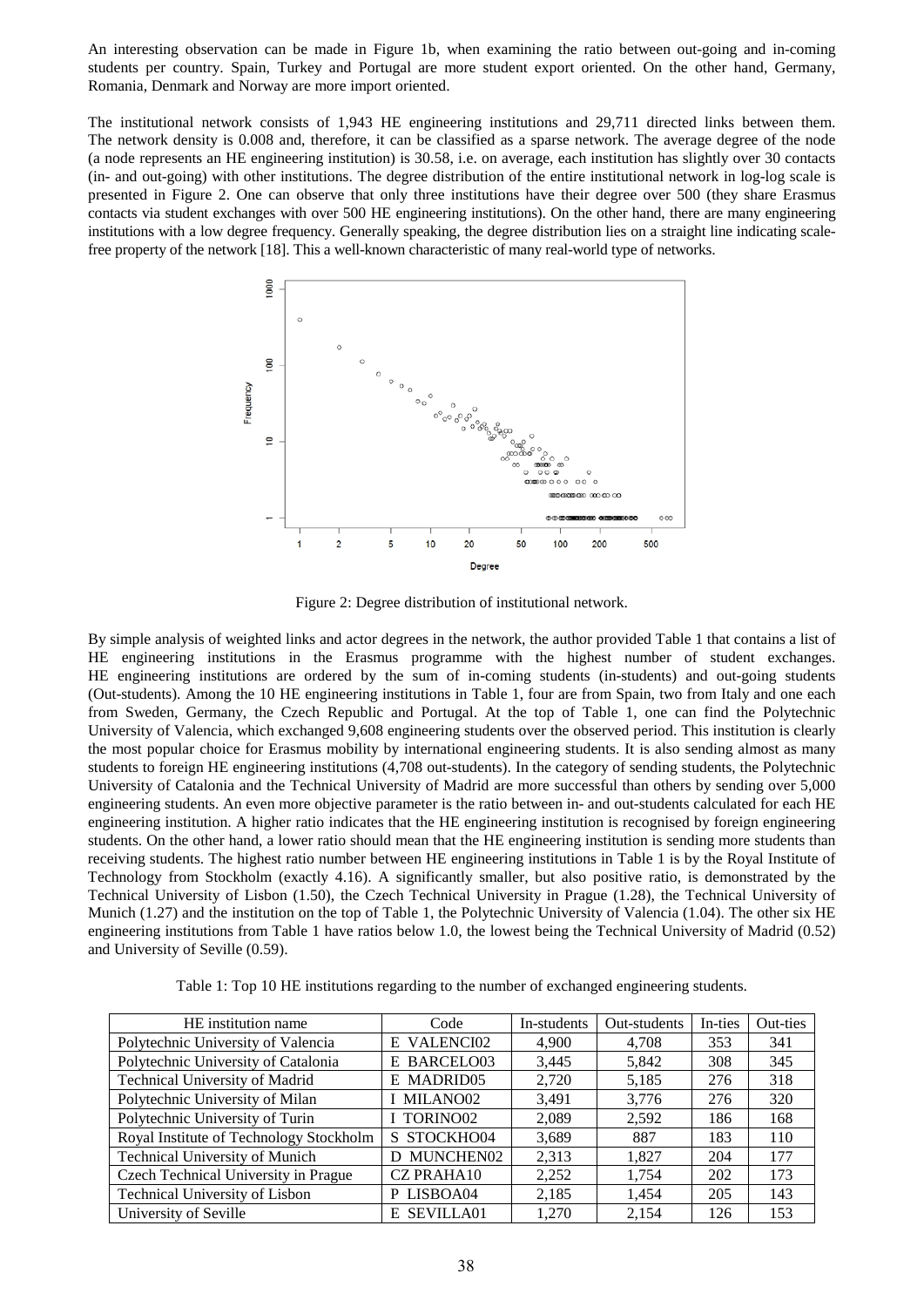An interesting observation can be made in Figure 1b, when examining the ratio between out-going and in-coming students per country. Spain, Turkey and Portugal are more student export oriented. On the other hand, Germany, Romania, Denmark and Norway are more import oriented.

The institutional network consists of 1,943 HE engineering institutions and 29,711 directed links between them. The network density is 0.008 and, therefore, it can be classified as a sparse network. The average degree of the node (a node represents an HE engineering institution) is 30.58, i.e. on average, each institution has slightly over 30 contacts (in- and out-going) with other institutions. The degree distribution of the entire institutional network in log-log scale is presented in Figure 2. One can observe that only three institutions have their degree over 500 (they share Erasmus contacts via student exchanges with over 500 HE engineering institutions). On the other hand, there are many engineering institutions with a low degree frequency. Generally speaking, the degree distribution lies on a straight line indicating scale-free property of the network [18]. This a well-known characteristic of many real-world type of networks.

Figure 2: Degree distribution of institutional network.

By simple analysis of weighted links and actor degrees in the network, the author provided Table 1 that contains a list of HE engineering institutions in the Erasmus programme with the highest number of student exchanges. HE engineering institutions are ordered by the sum of in-coming students (in-students) and out-going students (Out-students). Among the 10 HE engineering institutions in Table 1, four are from Spain, two from Italy and one each from Sweden, Germany, the Czech Republic and Portugal. At the top of Table 1, one can find the Polytechnic University of Valencia, which exchanged 9,608 engineering students over the observed period. This institution is clearly the most popular choice for Erasmus mobility by international engineering students. It is also sending almost as many students to foreign HE engineering institutions (4,708 out-students). In the category of sending students, the Polytechnic University of Catalonia and the Technical University of Madrid are more successful than others by sending over 5,000 engineering students. An even more objective parameter is the ratio between in- and out-students calculated for each HE engineering institution. A higher ratio indicates that the HE engineering institution is recognised by foreign engineering students. On the other hand, a lower ratio should mean that the HE engineering institution is sending more students than receiving students. The highest ratio number between HE engineering institutions in Table 1 is by the Royal Institute of Technology from Stockholm (exactly 4.16). A significantly smaller, but also positive ratio, is demonstrated by the Technical University of Lisbon (1.50), the Czech Technical University in Prague (1.28), the Technical University of Munich (1.27) and the institution on the top of Table 1, the Polytechnic University of Valencia (1.04). The other six HE engineering institutions from Table 1 have ratios below 1.0, the lowest being the Technical University of Madrid (0.52) and University of Seville (0.59).

Table 1: Top 10 HE institutions regarding to the number of exchanged engineering students.

| HE institution name | Code | In-students | Out-students | In-ties | Out-ties |
|---|---|---|---|---|---|
| Polytechnic University of Valencia | E VALENCI02 | 4,900 | 4,708 | 353 | 341 |
| Polytechnic University of Catalonia | E BARCELO03 | 3,445 | 5,842 | 308 | 345 |
| Technical University of Madrid | E MADRID05 | 2,720 | 5,185 | 276 | 318 |
| Polytechnic University of Milan | I MILANO02 | 3,491 | 3,776 | 276 | 320 |
| Polytechnic University of Turin | I TORINO02 | 2,089 | 2,592 | 186 | 168 |
| Royal Institute of Technology Stockholm | S STOCKHO04 | 3,689 | 887 | 183 | 110 |
| Technical University of Munich | D MUNCHEN02 | 2,313 | 1,827 | 204 | 177 |
| Czech Technical University in Prague | CZ PRAHA10 | 2,252 | 1,754 | 202 | 173 |
| Technical University of Lisbon | P LISBOA04 | 2,185 | 1,454 | 205 | 143 |
| University of Seville | E SEVILLA01 | 1,270 | 2,154 | 126 | 153 |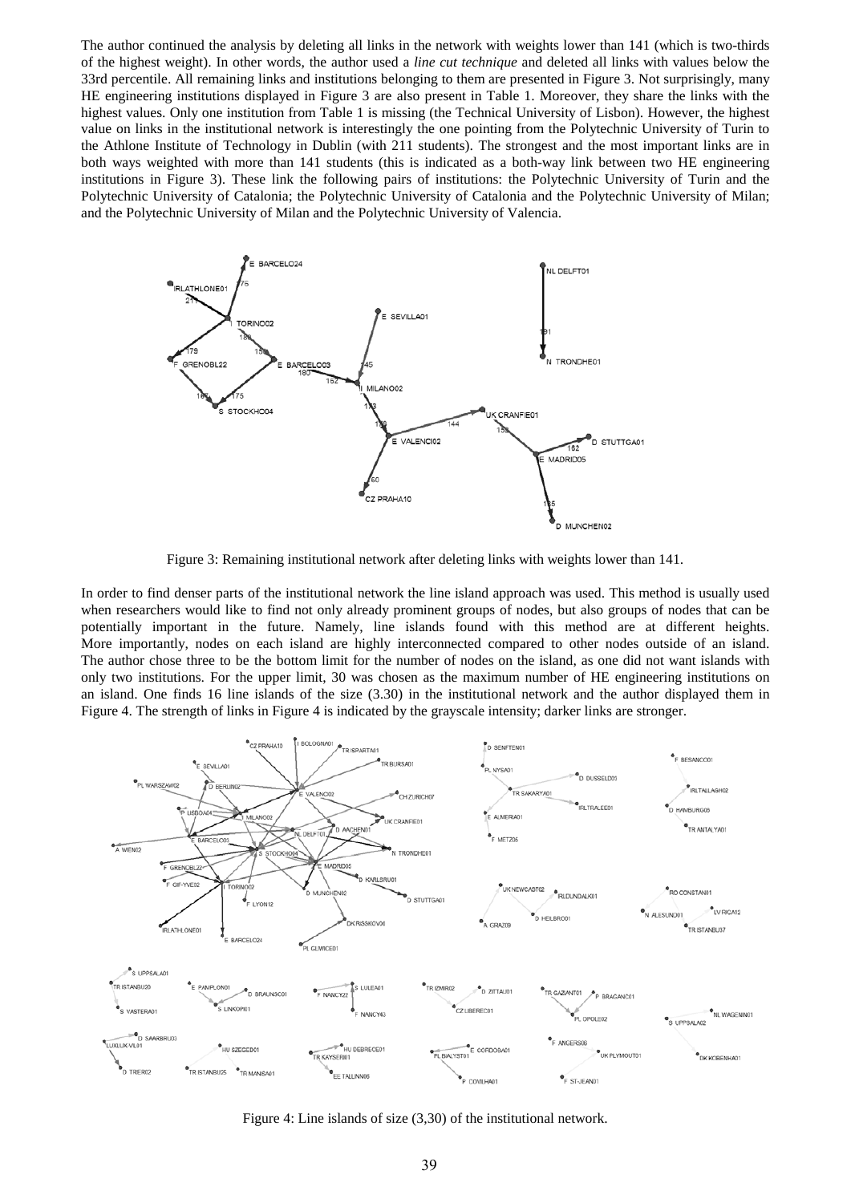The author continued the analysis by deleting all links in the network with weights lower than 141 (which is two-thirds of the highest weight). In other words, the author used a *line cut technique* and deleted all links with values below the 33rd percentile. All remaining links and institutions belonging to them are presented in Figure 3. Not surprisingly, many HE engineering institutions displayed in Figure 3 are also present in Table 1. Moreover, they share the links with the highest values. Only one institution from Table 1 is missing (the Technical University of Lisbon). However, the highest value on links in the institutional network is interestingly the one pointing from the Polytechnic University of Turin to the Athlone Institute of Technology in Dublin (with 211 students). The strongest and the most important links are in both ways weighted with more than 141 students (this is indicated as a both-way link between two HE engineering institutions in Figure 3). These link the following pairs of institutions: the Polytechnic University of Turin and the Polytechnic University of Catalonia; the Polytechnic University of Catalonia and the Polytechnic University of Milan; and the Polytechnic University of Milan and the Polytechnic University of Valencia.

Figure 3: Remaining institutional network after deleting links with weights lower than 141.

In order to find denser parts of the institutional network the line island approach was used. This method is usually used when researchers would like to find not only already prominent groups of nodes, but also groups of nodes that can be potentially important in the future. Namely, line islands found with this method are at different heights. More importantly, nodes on each island are highly interconnected compared to other nodes outside of an island. The author chose three to be the bottom limit for the number of nodes on the island, as one did not want islands with only two institutions. For the upper limit, 30 was chosen as the maximum number of HE engineering institutions on an island. One finds 16 line islands of the size (3.30) in the institutional network and the author displayed them in Figure 4. The strength of links in Figure 4 is indicated by the grayscale intensity; darker links are stronger.

Figure 4: Line islands of size (3,30) of the institutional network.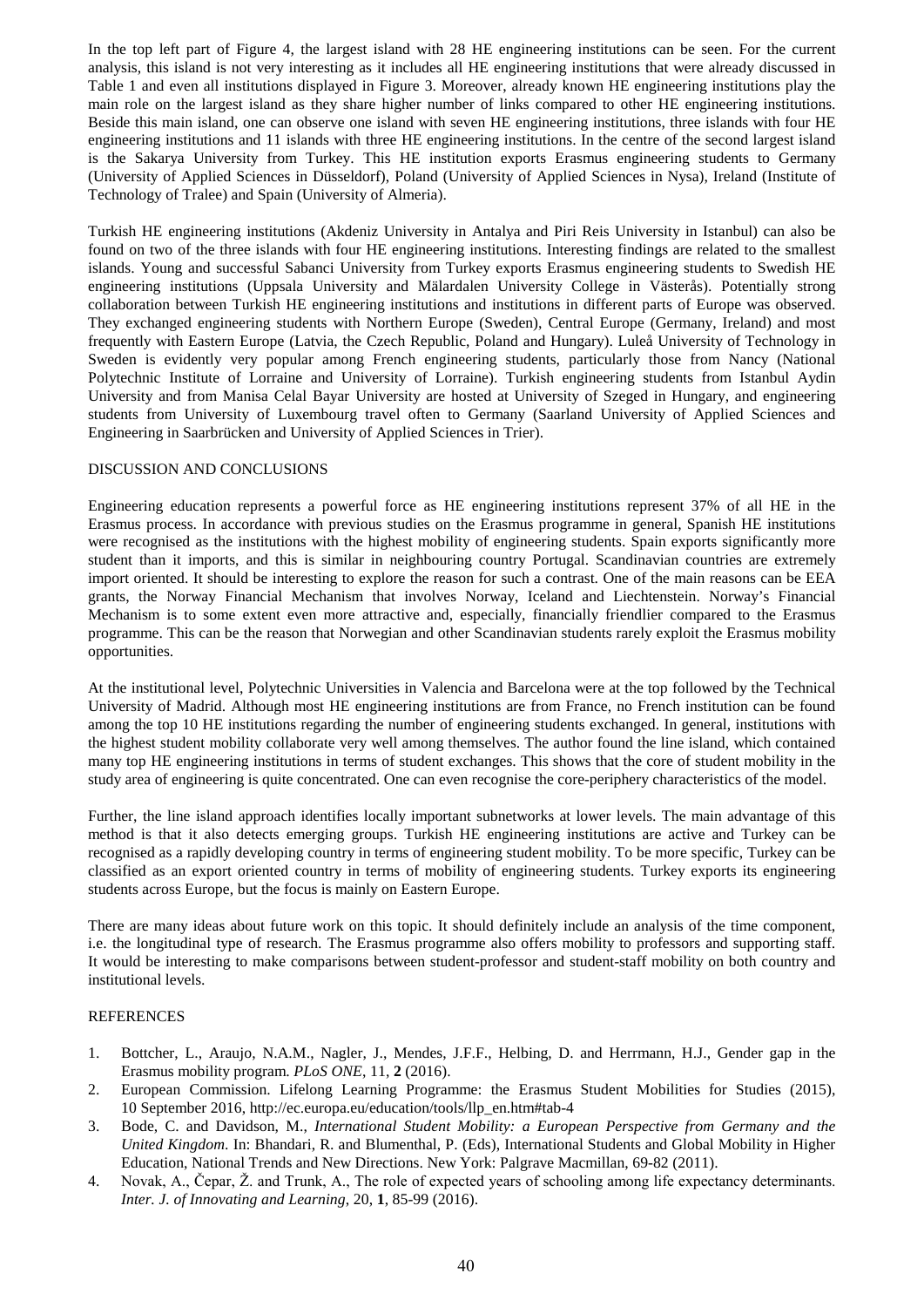In the top left part of Figure 4, the largest island with 28 HE engineering institutions can be seen. For the current analysis, this island is not very interesting as it includes all HE engineering institutions that were already discussed in Table 1 and even all institutions displayed in Figure 3. Moreover, already known HE engineering institutions play the main role on the largest island as they share higher number of links compared to other HE engineering institutions. Beside this main island, one can observe one island with seven HE engineering institutions, three islands with four HE engineering institutions and 11 islands with three HE engineering institutions. In the centre of the second largest island is the Sakarya University from Turkey. This HE institution exports Erasmus engineering students to Germany (University of Applied Sciences in Düsseldorf), Poland (University of Applied Sciences in Nysa), Ireland (Institute of Technology of Tralee) and Spain (University of Almeria).

Turkish HE engineering institutions (Akdeniz University in Antalya and Piri Reis University in Istanbul) can also be found on two of the three islands with four HE engineering institutions. Interesting findings are related to the smallest islands. Young and successful Sabanci University from Turkey exports Erasmus engineering students to Swedish HE engineering institutions (Uppsala University and Mälardalen University College in Västerås). Potentially strong collaboration between Turkish HE engineering institutions and institutions in different parts of Europe was observed. They exchanged engineering students with Northern Europe (Sweden), Central Europe (Germany, Ireland) and most frequently with Eastern Europe (Latvia, the Czech Republic, Poland and Hungary). Luleå University of Technology in Sweden is evidently very popular among French engineering students, particularly those from Nancy (National Polytechnic Institute of Lorraine and University of Lorraine). Turkish engineering students from Istanbul Aydin University and from Manisa Celal Bayar University are hosted at University of Szeged in Hungary, and engineering students from University of Luxembourg travel often to Germany (Saarland University of Applied Sciences and Engineering in Saarbrücken and University of Applied Sciences in Trier).

## DISCUSSION AND CONCLUSIONS

Engineering education represents a powerful force as HE engineering institutions represent 37% of all HE in the Erasmus process. In accordance with previous studies on the Erasmus programme in general, Spanish HE institutions were recognised as the institutions with the highest mobility of engineering students. Spain exports significantly more student than it imports, and this is similar in neighbouring country Portugal. Scandinavian countries are extremely import oriented. It should be interesting to explore the reason for such a contrast. One of the main reasons can be EEA grants, the Norway Financial Mechanism that involves Norway, Iceland and Liechtenstein. Norway's Financial Mechanism is to some extent even more attractive and, especially, financially friendlier compared to the Erasmus programme. This can be the reason that Norwegian and other Scandinavian students rarely exploit the Erasmus mobility opportunities.

At the institutional level, Polytechnic Universities in Valencia and Barcelona were at the top followed by the Technical University of Madrid. Although most HE engineering institutions are from France, no French institution can be found among the top 10 HE institutions regarding the number of engineering students exchanged. In general, institutions with the highest student mobility collaborate very well among themselves. The author found the line island, which contained many top HE engineering institutions in terms of student exchanges. This shows that the core of student mobility in the study area of engineering is quite concentrated. One can even recognise the core-periphery characteristics of the model.

Further, the line island approach identifies locally important subnetworks at lower levels. The main advantage of this method is that it also detects emerging groups. Turkish HE engineering institutions are active and Turkey can be recognised as a rapidly developing country in terms of engineering student mobility. To be more specific, Turkey can be classified as an export oriented country in terms of mobility of engineering students. Turkey exports its engineering students across Europe, but the focus is mainly on Eastern Europe.

There are many ideas about future work on this topic. It should definitely include an analysis of the time component, i.e. the longitudinal type of research. The Erasmus programme also offers mobility to professors and supporting staff. It would be interesting to make comparisons between student-professor and student-staff mobility on both country and institutional levels.

## REFERENCES

1. Bottcher, L., Araujo, N.A.M., Nagler, J., Mendes, J.F.F., Helbing, D. and Herrmann, H.J., Gender gap in the Erasmus mobility program. *PLoS ONE*, 11, **2** (2016).
2. European Commission. Lifelong Learning Programme: the Erasmus Student Mobilities for Studies (2015), 10 September 2016, http://ec.europa.eu/education/tools/llp_en.htm#tab-4
3. Bode, C. and Davidson, M., *International Student Mobility: a European Perspective from Germany and the United Kingdom*. In: Bhandari, R. and Blumenthal, P. (Eds), International Students and Global Mobility in Higher Education, National Trends and New Directions. New York: Palgrave Macmillan, 69-82 (2011).
4. Novak, A., Čepar, Ž. and Trunk, A., The role of expected years of schooling among life expectancy determinants. *Inter. J. of Innovating and Learning*, 20, **1**, 85-99 (2016).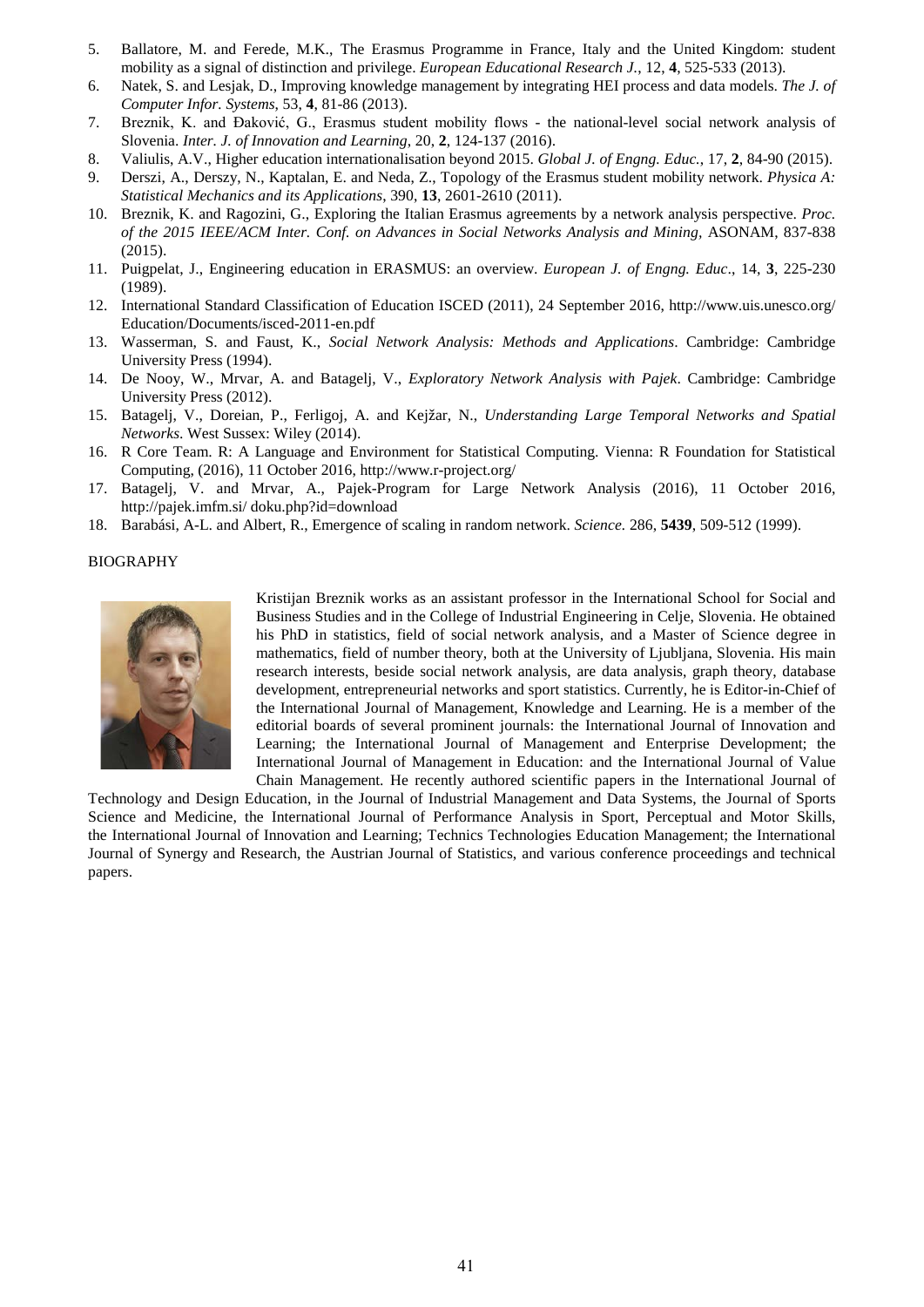5. Ballatore, M. and Ferede, M.K., The Erasmus Programme in France, Italy and the United Kingdom: student mobility as a signal of distinction and privilege. *European Educational Research J.*, 12, **4**, 525-533 (2013).
6. Natek, S. and Lesjak, D., Improving knowledge management by integrating HEI process and data models. *The J. of Computer Infor. Systems*, 53, **4**, 81-86 (2013).
7. Breznik, K. and Đaković, G., Erasmus student mobility flows - the national-level social network analysis of Slovenia. *Inter. J. of Innovation and Learning*, 20, **2**, 124-137 (2016).
8. Valiulis, A.V., Higher education internationalisation beyond 2015. *Global J. of Engng. Educ.*, 17, **2**, 84-90 (2015).
9. Derszi, A., Derszy, N., Kaptalan, E. and Neda, Z., Topology of the Erasmus student mobility network. *Physica A: Statistical Mechanics and its Applications*, 390, **13**, 2601-2610 (2011).
10. Breznik, K. and Ragozini, G., Exploring the Italian Erasmus agreements by a network analysis perspective. *Proc. of the 2015 IEEE/ACM Inter. Conf. on Advances in Social Networks Analysis and Mining*, ASONAM, 837-838 (2015).
11. Puigpelat, J., Engineering education in ERASMUS: an overview. *European J. of Engng. Educ*., 14, **3**, 225-230 (1989).
12. International Standard Classification of Education ISCED (2011), 24 September 2016, http://www.uis.unesco.org/ Education/Documents/isced-2011-en.pdf
13. Wasserman, S. and Faust, K., *Social Network Analysis: Methods and Applications*. Cambridge: Cambridge University Press (1994).
14. De Nooy, W., Mrvar, A. and Batagelj, V., *Exploratory Network Analysis with Pajek*. Cambridge: Cambridge University Press (2012).
15. Batagelj, V., Doreian, P., Ferligoj, A. and Kejžar, N., *Understanding Large Temporal Networks and Spatial Networks*. West Sussex: Wiley (2014).
16. R Core Team. R: A Language and Environment for Statistical Computing. Vienna: R Foundation for Statistical Computing, (2016), 11 October 2016, http://www.r-project.org/
17. Batagelj, V. and Mrvar, A., Pajek-Program for Large Network Analysis (2016), 11 October 2016, http://pajek.imfm.si/ doku.php?id=download
18. Barabási, A-L. and Albert, R., Emergence of scaling in random network. *Science*. 286, **5439**, 509-512 (1999).

BIOGRAPHY

Kristijan Breznik works as an assistant professor in the International School for Social and Business Studies and in the College of Industrial Engineering in Celje, Slovenia. He obtained his PhD in statistics, field of social network analysis, and a Master of Science degree in mathematics, field of number theory, both at the University of Ljubljana, Slovenia. His main research interests, beside social network analysis, are data analysis, graph theory, database development, entrepreneurial networks and sport statistics. Currently, he is Editor-in-Chief of the International Journal of Management, Knowledge and Learning. He is a member of the editorial boards of several prominent journals: the International Journal of Innovation and Learning; the International Journal of Management and Enterprise Development; the International Journal of Management in Education: and the International Journal of Value Chain Management. He recently authored scientific papers in the International Journal of Technology and Design Education, in the Journal of Industrial Management and Data Systems, the Journal of Sports Science and Medicine, the International Journal of Performance Analysis in Sport, Perceptual and Motor Skills, the International Journal of Innovation and Learning; Technics Technologies Education Management; the International Journal of Synergy and Research, the Austrian Journal of Statistics, and various conference proceedings and technical papers.